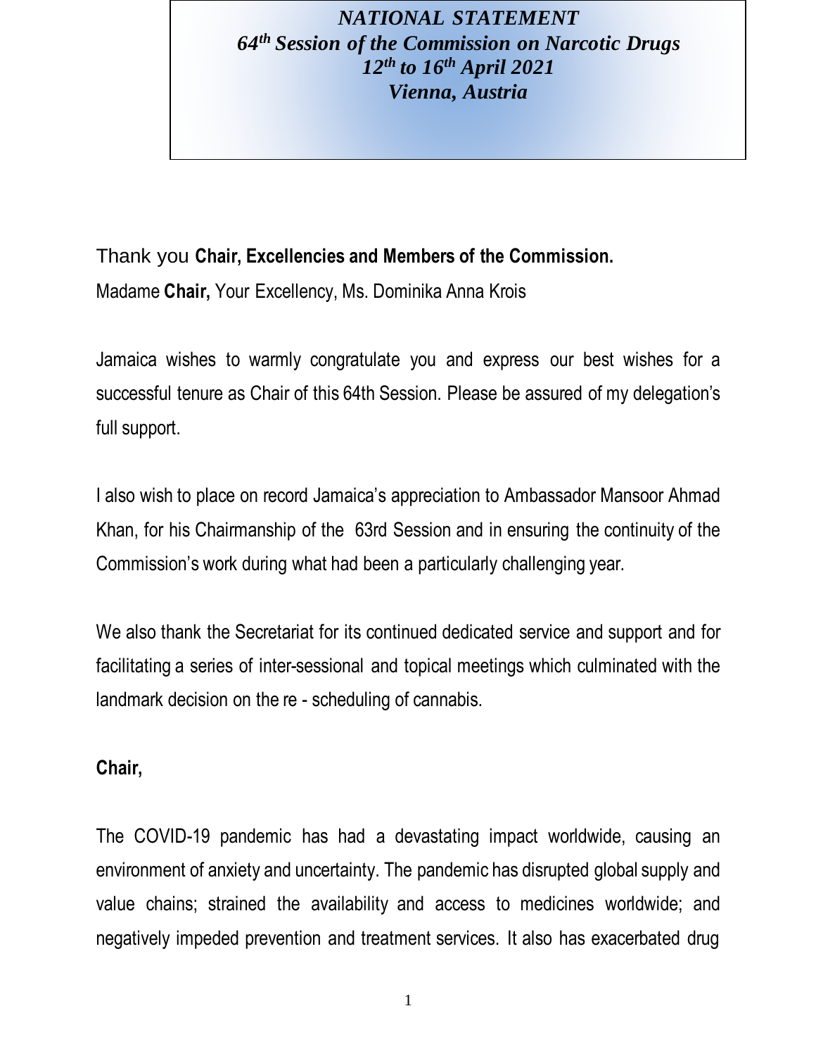***NATIONAL STATEMENT***
***64th Session of the Commission on Narcotic Drugs***
***12th to 16th April 2021***
***Vienna, Austria***

Thank you **Chair, Excellencies and Members of the Commission.**

Madame **Chair,** Your Excellency, Ms. Dominika Anna Krois

Jamaica wishes to warmly congratulate you and express our best wishes for a successful tenure as Chair of this 64th Session. Please be assured of my delegation's full support.

I also wish to place on record Jamaica's appreciation to Ambassador Mansoor Ahmad Khan, for his Chairmanship of the 63rd Session and in ensuring the continuity of the Commission's work during what had been a particularly challenging year.

We also thank the Secretariat for its continued dedicated service and support and for facilitating a series of inter-sessional and topical meetings which culminated with the landmark decision on the re - scheduling of cannabis.

**Chair,**

The COVID-19 pandemic has had a devastating impact worldwide, causing an environment of anxiety and uncertainty. The pandemic has disrupted global supply and value chains; strained the availability and access to medicines worldwide; and negatively impeded prevention and treatment services. It also has exacerbated drug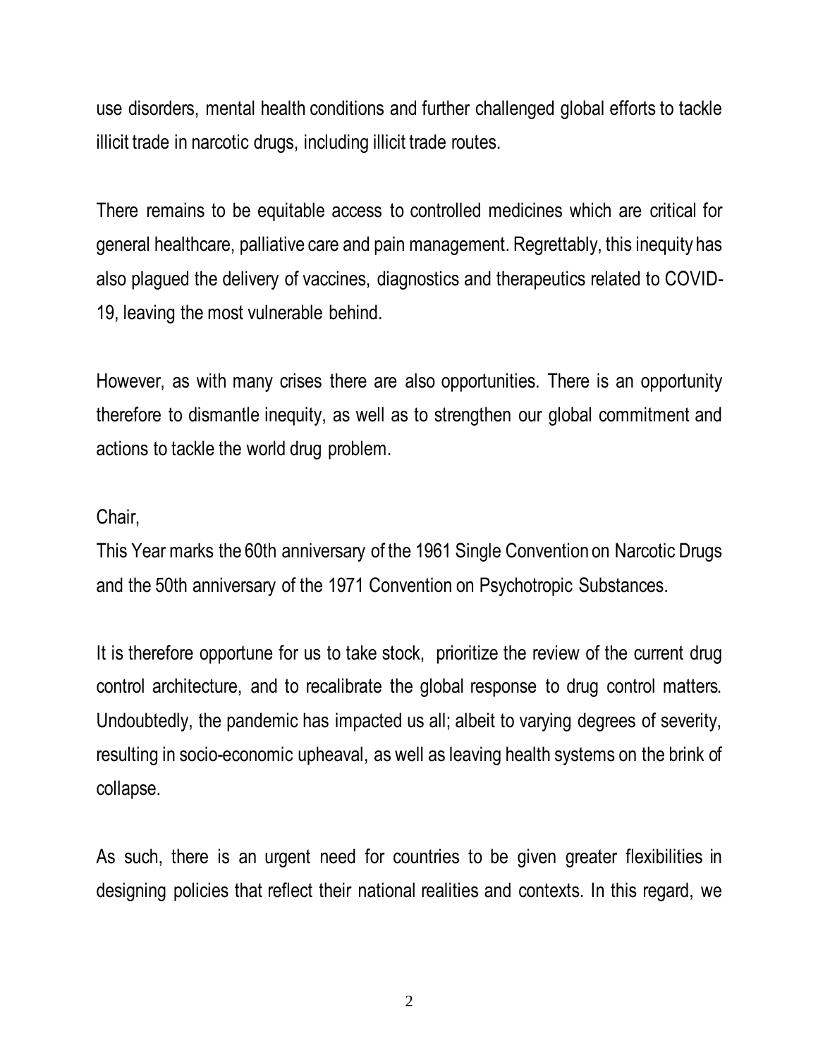use disorders, mental health conditions and further challenged global efforts to tackle illicit trade in narcotic drugs, including illicit trade routes.

There remains to be equitable access to controlled medicines which are critical for general healthcare, palliative care and pain management. Regrettably, this inequity has also plagued the delivery of vaccines, diagnostics and therapeutics related to COVID-19, leaving the most vulnerable behind.

However, as with many crises there are also opportunities. There is an opportunity therefore to dismantle inequity, as well as to strengthen our global commitment and actions to tackle the world drug problem.

Chair,

This Year marks the 60th anniversary of the 1961 Single Convention on Narcotic Drugs and the 50th anniversary of the 1971 Convention on Psychotropic Substances.

It is therefore opportune for us to take stock, prioritize the review of the current drug control architecture, and to recalibrate the global response to drug control matters. Undoubtedly, the pandemic has impacted us all; albeit to varying degrees of severity, resulting in socio-economic upheaval, as well as leaving health systems on the brink of collapse.

As such, there is an urgent need for countries to be given greater flexibilities in designing policies that reflect their national realities and contexts. In this regard, we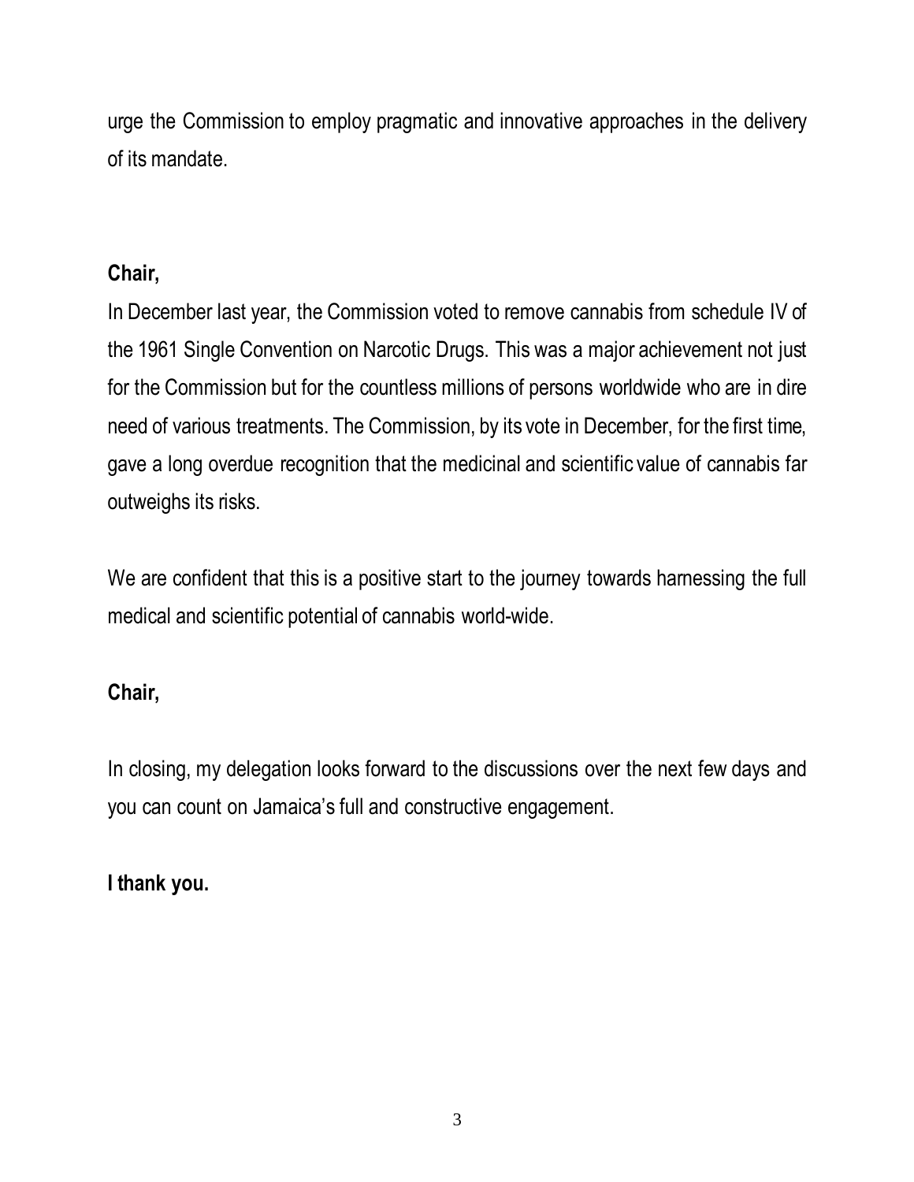urge the Commission to employ pragmatic and innovative approaches in the delivery of its mandate.

**Chair,**

In December last year, the Commission voted to remove cannabis from schedule IV of the 1961 Single Convention on Narcotic Drugs. This was a major achievement not just for the Commission but for the countless millions of persons worldwide who are in dire need of various treatments. The Commission, by its vote in December, for the first time, gave a long overdue recognition that the medicinal and scientific value of cannabis far outweighs its risks.

We are confident that this is a positive start to the journey towards harnessing the full medical and scientific potential of cannabis world-wide.

**Chair,**

In closing, my delegation looks forward to the discussions over the next few days and you can count on Jamaica's full and constructive engagement.

**I thank you.**